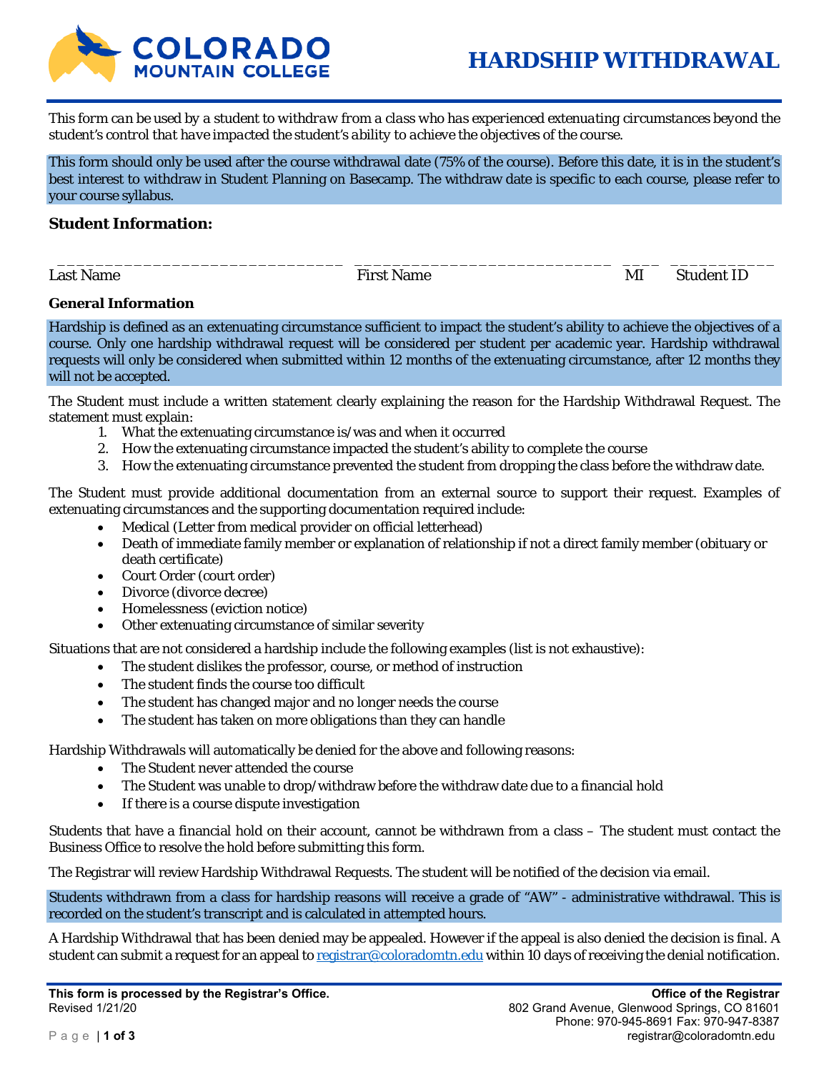# HARDSHIP WITHDRAWAL

*This form can be used by a student to withdraw from a class who has experienced extenuating circumstances beyond the student's control that have impacted the student's ability to achieve the objectives of the course.*

This form should only be used after the course withdrawal date (75% of the course). Before this date, it is in the student's best interest to withdraw in Student Planning on Basecamp. The withdraw date is specific to each course, please refer to your course syllabus.

## Student Information:

| Last Name | First Name | MI | Student ID |
|---|---|---|---|
| | | | |

### General Information

Hardship is defined as an extenuating circumstance sufficient to impact the student's ability to achieve the objectives of a course. Only one hardship withdrawal request will be considered per student per academic year. Hardship withdrawal requests will only be considered when submitted within 12 months of the extenuating circumstance, after 12 months they will not be accepted.

The Student must include a written statement clearly explaining the reason for the Hardship Withdrawal Request. The statement must explain:

1. What the extenuating circumstance is/was and when it occurred
2. How the extenuating circumstance impacted the student's ability to complete the course
3. How the extenuating circumstance prevented the student from dropping the class before the withdraw date.

The Student must provide additional documentation from an external source to support their request. Examples of extenuating circumstances and the supporting documentation required include:

- Medical (Letter from medical provider on official letterhead)
- Death of immediate family member or explanation of relationship if not a direct family member (obituary or death certificate)
- Court Order (court order)
- Divorce (divorce decree)
- Homelessness (eviction notice)
- Other extenuating circumstance of similar severity

Situations that are not considered a hardship include the following examples (list is not exhaustive):

- The student dislikes the professor, course, or method of instruction
- The student finds the course too difficult
- The student has changed major and no longer needs the course
- The student has taken on more obligations than they can handle

Hardship Withdrawals will automatically be denied for the above and following reasons:

- The Student never attended the course
- The Student was unable to drop/withdraw before the withdraw date due to a financial hold
- If there is a course dispute investigation

Students that have a financial hold on their account, cannot be withdrawn from a class – The student must contact the Business Office to resolve the hold before submitting this form.

The Registrar will review Hardship Withdrawal Requests. The student will be notified of the decision via email.

Students withdrawn from a class for hardship reasons will receive a grade of "AW" - administrative withdrawal. This is recorded on the student's transcript and is calculated in attempted hours.

A Hardship Withdrawal that has been denied may be appealed. However if the appeal is also denied the decision is final. A student can submit a request for an appeal to registrar@coloradomtn.edu within 10 days of receiving the denial notification.

**This form is processed by the Registrar's Office.**
Revised 1/21/20

**Office of the Registrar**
802 Grand Avenue, Glenwood Springs, CO 81601
Phone: 970-945-8691 Fax: 970-947-8387
registrar@coloradomtn.edu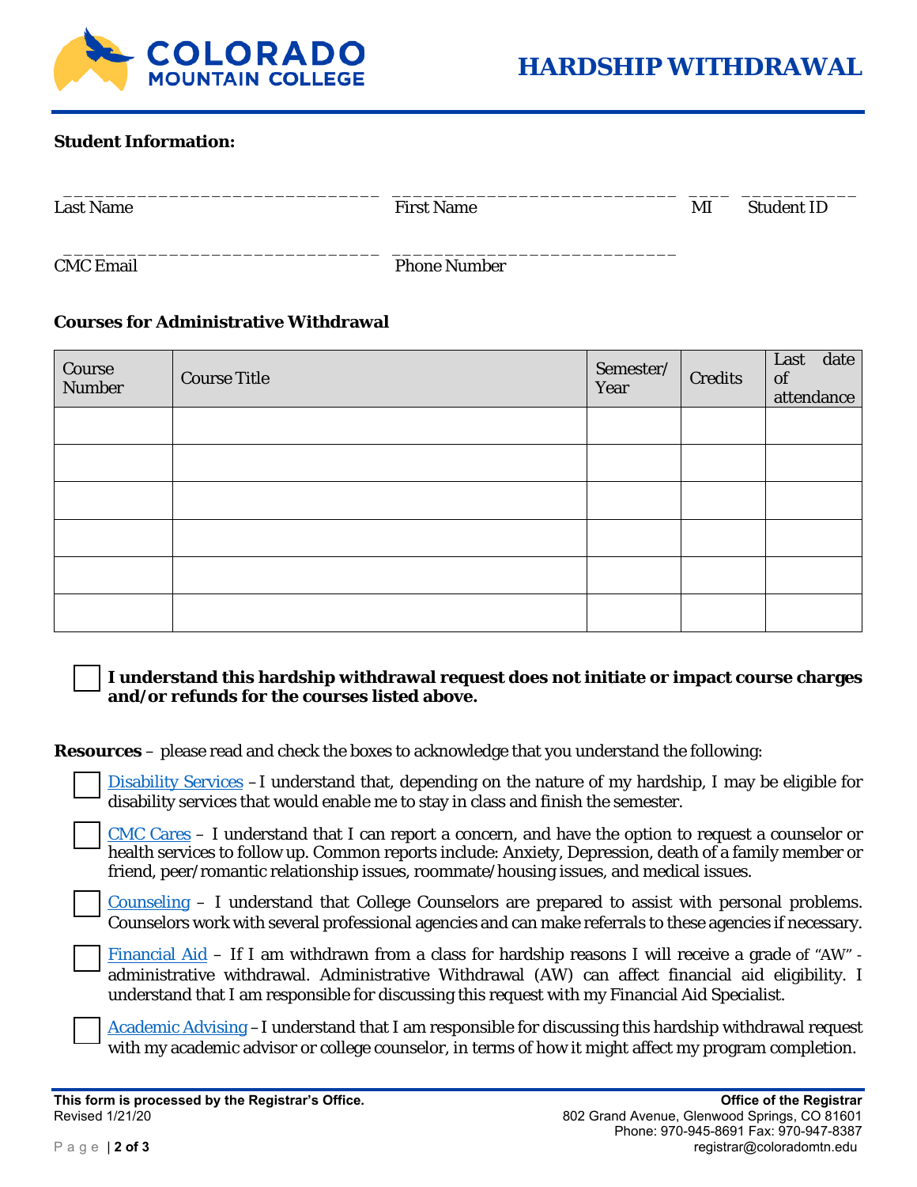# HARDSHIP WITHDRAWAL

**Student Information:**

\_\_\_\_\_\_\_\_\_\_\_\_\_\_\_\_\_\_\_\_\_\_\_\_\_\_\_\_\_\_ \_\_\_\_\_\_\_\_\_\_\_\_\_\_\_\_\_\_\_\_\_\_\_\_\_\_\_ \_\_\_\_ \_\_\_\_\_\_\_\_\_\_\_
Last Name First Name MI Student ID

\_\_\_\_\_\_\_\_\_\_\_\_\_\_\_\_\_\_\_\_\_\_\_\_\_\_\_\_\_\_ \_\_\_\_\_\_\_\_\_\_\_\_\_\_\_\_\_\_\_\_\_\_\_\_\_\_\_
CMC Email Phone Number

**Courses for Administrative Withdrawal**

| Course Number | Course Title | Semester/ Year | Credits | Last date of attendance |
|---|---|---|---|---|
| | | | | |
| | | | | |
| | | | | |
| | | | | |
| | | | | |
| | | | | |

☐ **I understand this hardship withdrawal request does not initiate or impact course charges and/or refunds for the courses listed above.**

**Resources** – please read and check the boxes to acknowledge that you understand the following:

☐ Disability Services – I understand that, depending on the nature of my hardship, I may be eligible for disability services that would enable me to stay in class and finish the semester.

☐ CMC Cares – I understand that I can report a concern, and have the option to request a counselor or health services to follow up. Common reports include: Anxiety, Depression, death of a family member or friend, peer/romantic relationship issues, roommate/housing issues, and medical issues.

☐ Counseling – I understand that College Counselors are prepared to assist with personal problems. Counselors work with several professional agencies and can make referrals to these agencies if necessary.

☐ Financial Aid – If I am withdrawn from a class for hardship reasons I will receive a grade of "AW" - administrative withdrawal. Administrative Withdrawal (AW) can affect financial aid eligibility. I understand that I am responsible for discussing this request with my Financial Aid Specialist.

☐ Academic Advising – I understand that I am responsible for discussing this hardship withdrawal request with my academic advisor or college counselor, in terms of how it might affect my program completion.

**This form is processed by the Registrar's Office.**
Revised 1/21/20

**Office of the Registrar**
802 Grand Avenue, Glenwood Springs, CO 81601
Phone: 970-945-8691 Fax: 970-947-8387
registrar@coloradomtn.edu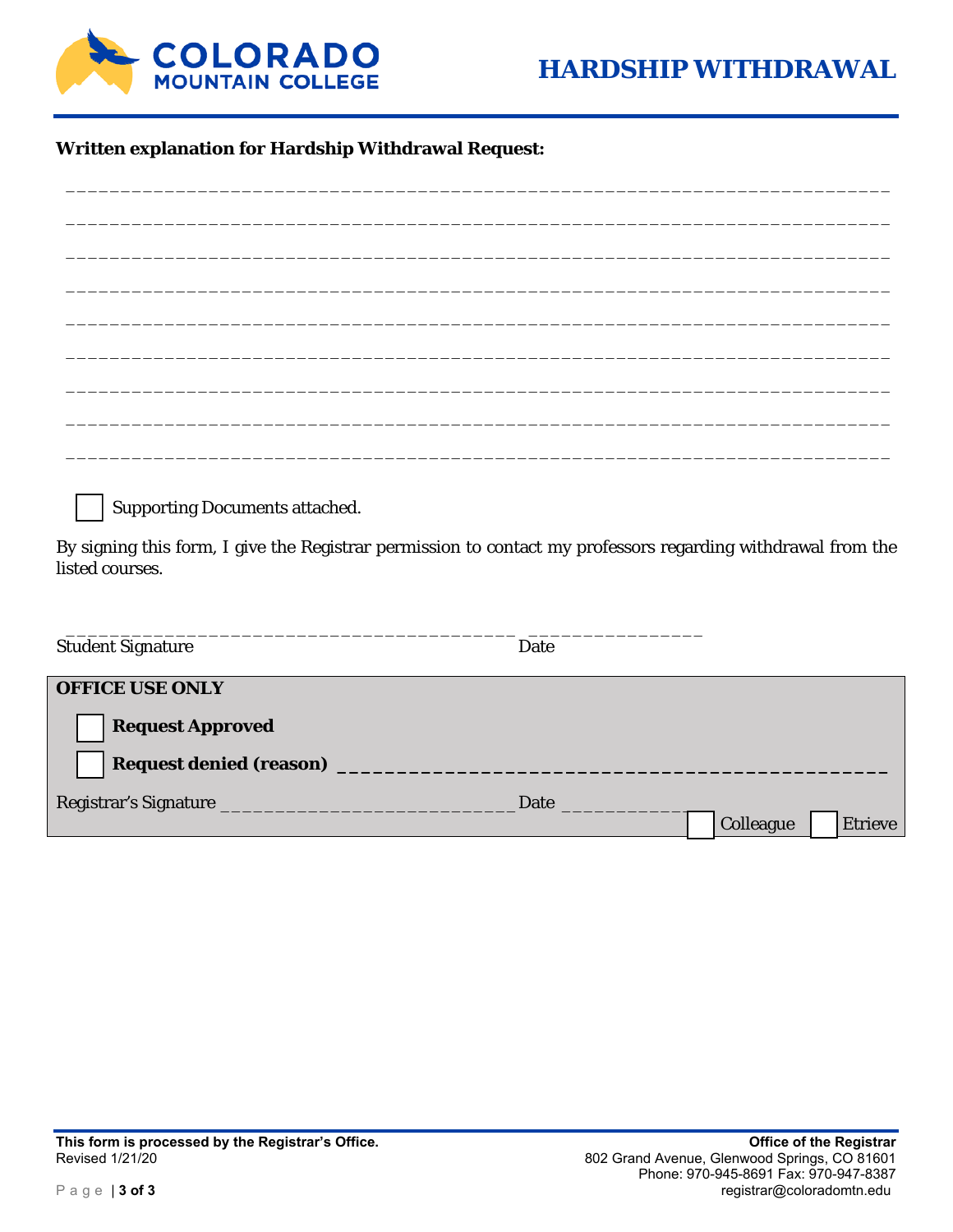# HARDSHIP WITHDRAWAL

**Written explanation for Hardship Withdrawal Request:**

____________________________________________________________________________

____________________________________________________________________________

____________________________________________________________________________

____________________________________________________________________________

____________________________________________________________________________

____________________________________________________________________________

____________________________________________________________________________

____________________________________________________________________________

____________________________________________________________________________

☐ Supporting Documents attached.

By signing this form, I give the Registrar permission to contact my professors regarding withdrawal from the listed courses.

_________________________________________ ________________

Student Signature Date

**OFFICE USE ONLY**

☐ **Request Approved**

☐ **Request denied (reason)** _______________________________________________

Registrar's Signature ___________________________ Date ___________ ☐ Colleague ☐ Etrieve

**This form is processed by the Registrar's Office.**
Revised 1/21/20

**Office of the Registrar**
802 Grand Avenue, Glenwood Springs, CO 81601
Phone: 970-945-8691 Fax: 970-947-8387
registrar@coloradomtn.edu